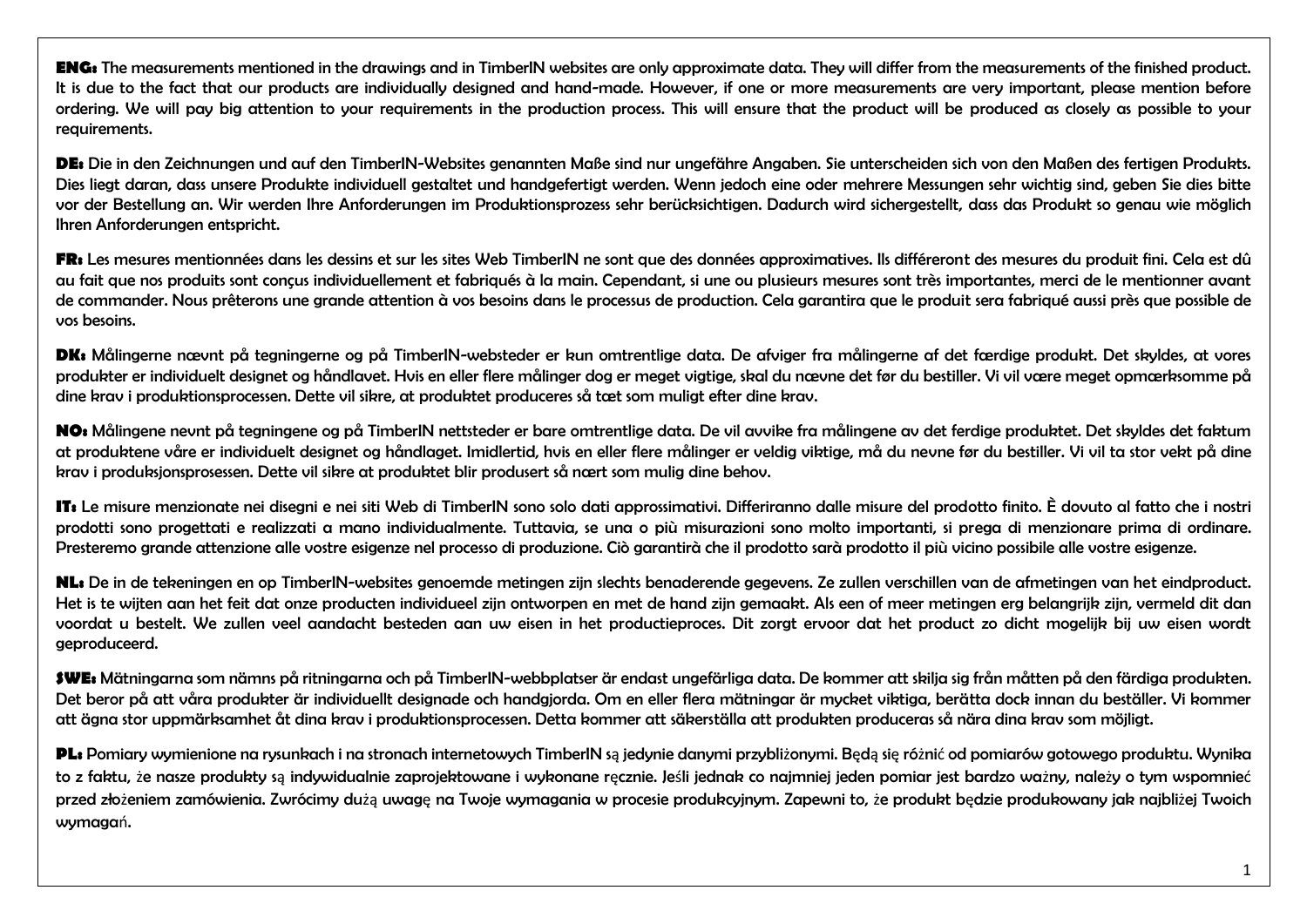**ENG:** The measurements mentioned in the drawings and in TimberIN websites are only approximate data. They will differ from the measurements of the finished product. It is due to the fact that our products are individually designed and hand-made. However, if one or more measurements are very important, please mention before ordering. We will pay big attention to your requirements in the production process. This will ensure that the product will be produced as closely as possible to your requirements.

**DE:** Die in den Zeichnungen und auf den TimberIN-Websites genannten Maße sind nur ungefähre Angaben. Sie unterscheiden sich von den Maßen des fertigen Produkts. Dies liegt daran, dass unsere Produkte individuell gestaltet und handgefertigt werden. Wenn jedoch eine oder mehrere Messungen sehr wichtig sind, geben Sie dies bitte vor der Bestellung an. Wir werden Ihre Anforderungen im Produktionsprozess sehr berücksichtigen. Dadurch wird sichergestellt, dass das Produkt so genau wie möglich Ihren Anforderungen entspricht.

**FR:** Les mesures mentionnées dans les dessins et sur les sites Web TimberIN ne sont que des données approximatives. Ils différeront des mesures du produit fini. Cela est dû au fait que nos produits sont conçus individuellement et fabriqués à la main. Cependant, si une ou plusieurs mesures sont très importantes, merci de le mentionner avant de commander. Nous prêterons une grande attention à vos besoins dans le processus de production. Cela garantira que le produit sera fabriqué aussi près que possible de vos besoins.

**DK:** Målingerne nævnt på tegningerne og på TimberIN-websteder er kun omtrentlige data. De afviger fra målingerne af det færdige produkt. Det skyldes, at vores produkter er individuelt designet og håndlavet. Hvis en eller flere målinger dog er meget vigtige, skal du nævne det før du bestiller. Vi vil være meget opmærksomme på dine krav i produktionsprocessen. Dette vil sikre, at produktet produceres så tæt som muligt efter dine krav.

**NO:** Målingene nevnt på tegningene og på TimberIN nettsteder er bare omtrentlige data. De vil avvike fra målingene av det ferdige produktet. Det skyldes det faktum at produktene våre er individuelt designet og håndlaget. Imidlertid, hvis en eller flere målinger er veldig viktige, må du nevne før du bestiller. Vi vil ta stor vekt på dine krav i produksjonsprosessen. Dette vil sikre at produktet blir produsert så nært som mulig dine behov.

**IT:** Le misure menzionate nei disegni e nei siti Web di TimberIN sono solo dati approssimativi. Differiranno dalle misure del prodotto finito. È dovuto al fatto che i nostri prodotti sono progettati e realizzati a mano individualmente. Tuttavia, se una o più misurazioni sono molto importanti, si prega di menzionare prima di ordinare. Presteremo grande attenzione alle vostre esigenze nel processo di produzione. Ciò garantirà che il prodotto sarà prodotto il più vicino possibile alle vostre esigenze.

**NL:** De in de tekeningen en op TimberIN-websites genoemde metingen zijn slechts benaderende gegevens. Ze zullen verschillen van de afmetingen van het eindproduct. Het is te wijten aan het feit dat onze producten individueel zijn ontworpen en met de hand zijn gemaakt. Als een of meer metingen erg belangrijk zijn, vermeld dit dan voordat u bestelt. We zullen veel aandacht besteden aan uw eisen in het productieproces. Dit zorgt ervoor dat het product zo dicht mogelijk bij uw eisen wordt geproduceerd.

**SWE:** Mätningarna som nämns på ritningarna och på TimberIN-webbplatser är endast ungefärliga data. De kommer att skilja sig från måtten på den färdiga produkten. Det beror på att våra produkter är individuellt designade och handgjorda. Om en eller flera mätningar är mycket viktiga, berätta dock innan du beställer. Vi kommer att ägna stor uppmärksamhet åt dina krav i produktionsprocessen. Detta kommer att säkerställa att produkten produceras så nära dina krav som möjligt.

**PL:** Pomiary wymienione na rysunkach i na stronach internetowych TimberIN są jedynie danymi przybliżonymi. Będą się różnić od pomiarów gotowego produktu. Wynika to z faktu, że nasze produkty są indywidualnie zaprojektowane i wykonane ręcznie. Jeśli jednak co najmniej jeden pomiar jest bardzo ważny, należy o tym wspomnieć przed złożeniem zamówienia. Zwrócimy dużą uwagę na Twoje wymagania w procesie produkcyjnym. Zapewni to, że produkt będzie produkowany jak najbliżej Twoich wymagań.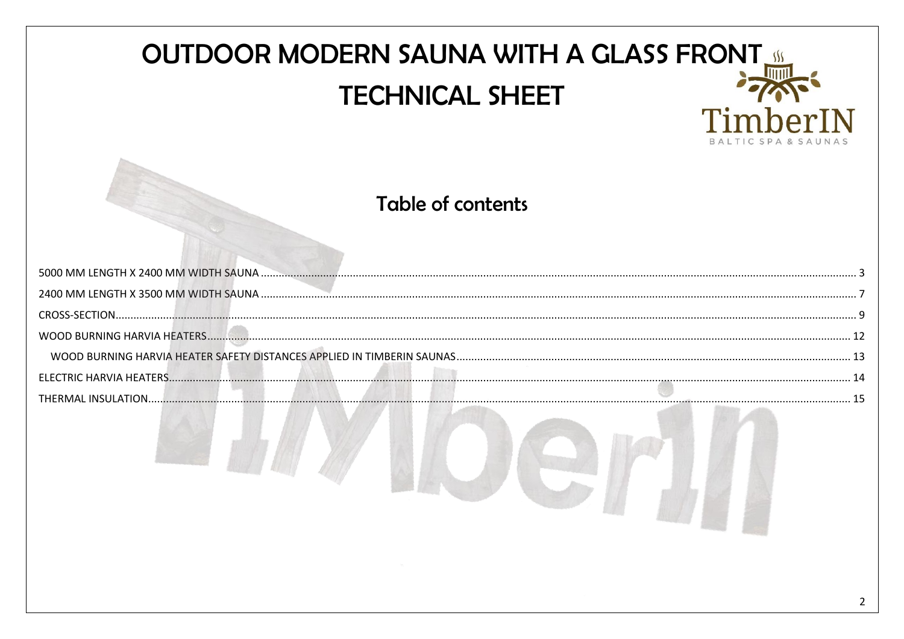# OUTDOOR MODERN SAUNA WITH A GLASS FRONT TECHNICAL SHEET

## Table of contents

5000 MM LENGTH X 2400 MM WIDTH SAUNA ........ 3

2400 MM LENGTH X 3500 MM WIDTH SAUNA ........ 7

CROSS-SECTION ........ 9

WOOD BURNING HARVIA HEATERS ........ 12

- WOOD BURNING HARVIA HEATER SAFETY DISTANCES APPLIED IN TIMBERIN SAUNAS ........ 13

ELECTRIC HARVIA HEATERS ........ 14

THERMAL INSULATION ........ 15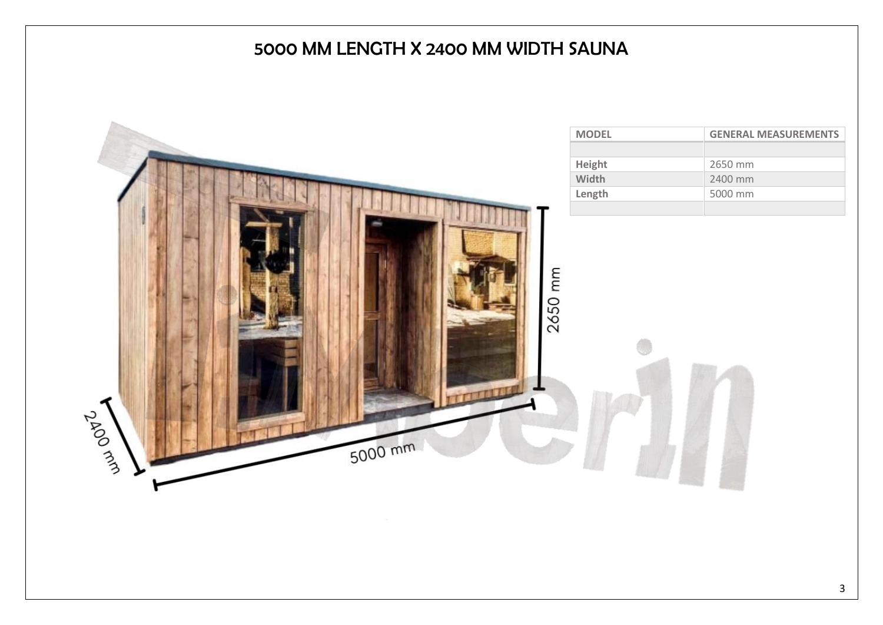# 5000 MM LENGTH X 2400 MM WIDTH SAUNA

| MODEL | GENERAL MEASUREMENTS |
|---|---|
| | |
| **Height** | 2650 mm |
| **Width** | 2400 mm |
| **Length** | 5000 mm |
| | |

2650 mm

2400 mm

5000 mm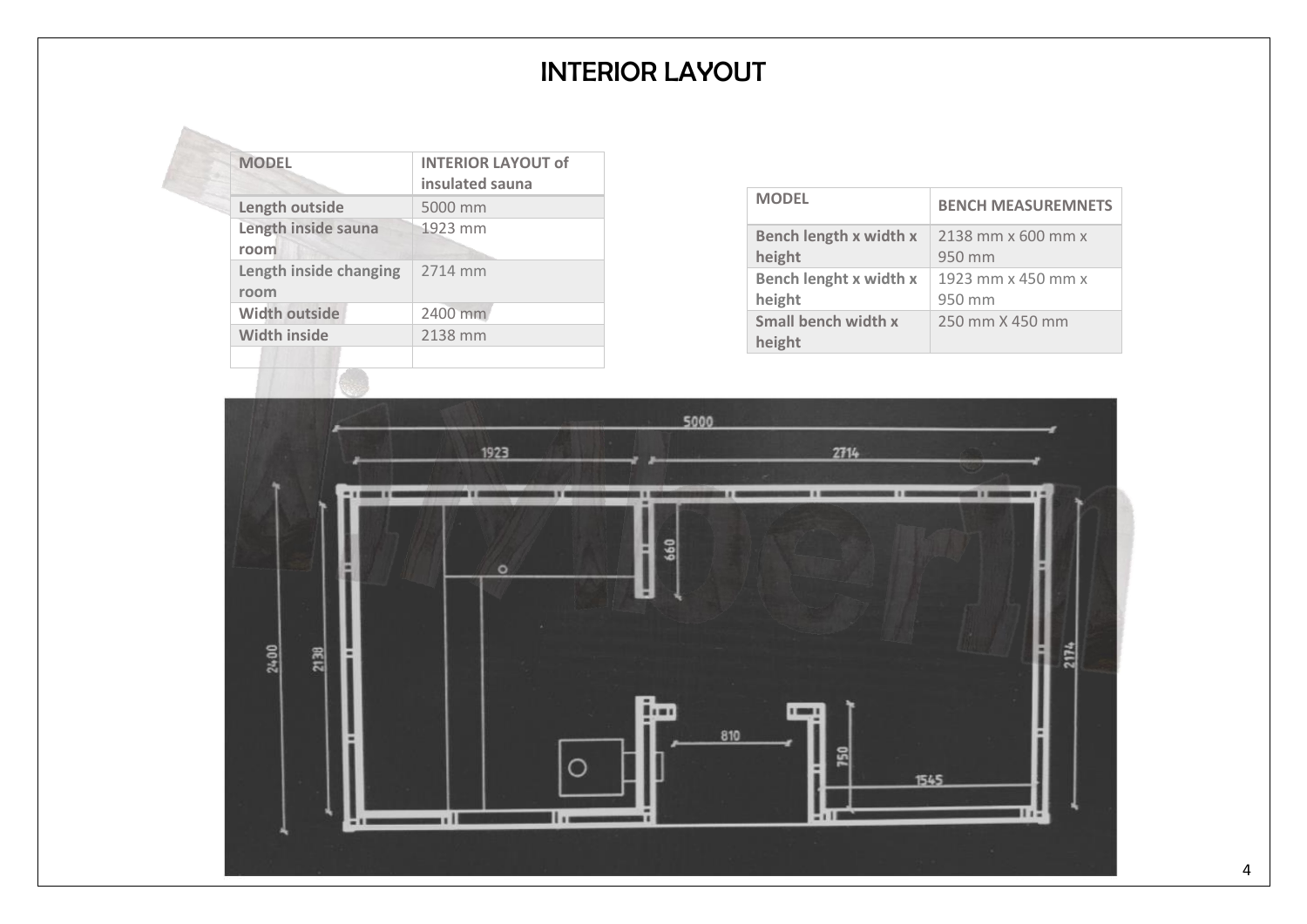# INTERIOR LAYOUT

| MODEL | INTERIOR LAYOUT of insulated sauna |
|---|---|
| Length outside | 5000 mm |
| Length inside sauna room | 1923 mm |
| Length inside changing room | 2714 mm |
| Width outside | 2400 mm |
| Width inside | 2138 mm |
| | |

| MODEL | BENCH MEASUREMNETS |
|---|---|
| Bench length x width x height | 2138 mm x 600 mm x 950 mm |
| Bench lenght x width x height | 1923 mm x 450 mm x 950 mm |
| Small bench width x height | 250 mm X 450 mm |

5000

1923

2714

660

2400

2138

2174

810

750

1545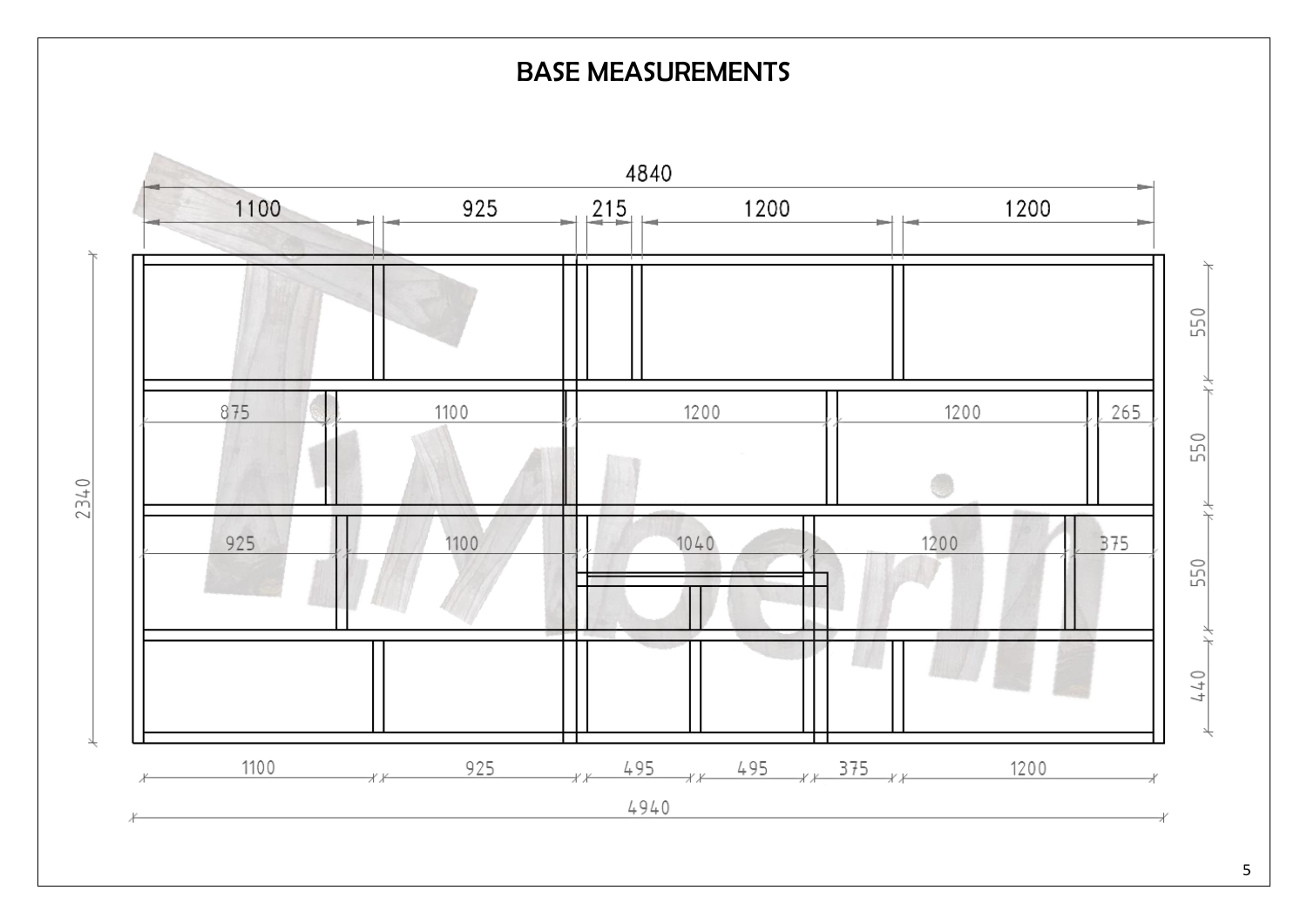# BASE MEASUREMENTS

4840

1100 925 215 1200 1200

875 1100 1200 1200 265

925 1100 1040 1200 375

1100 925 495 495 375 1200

4940

2340

550 550 550 440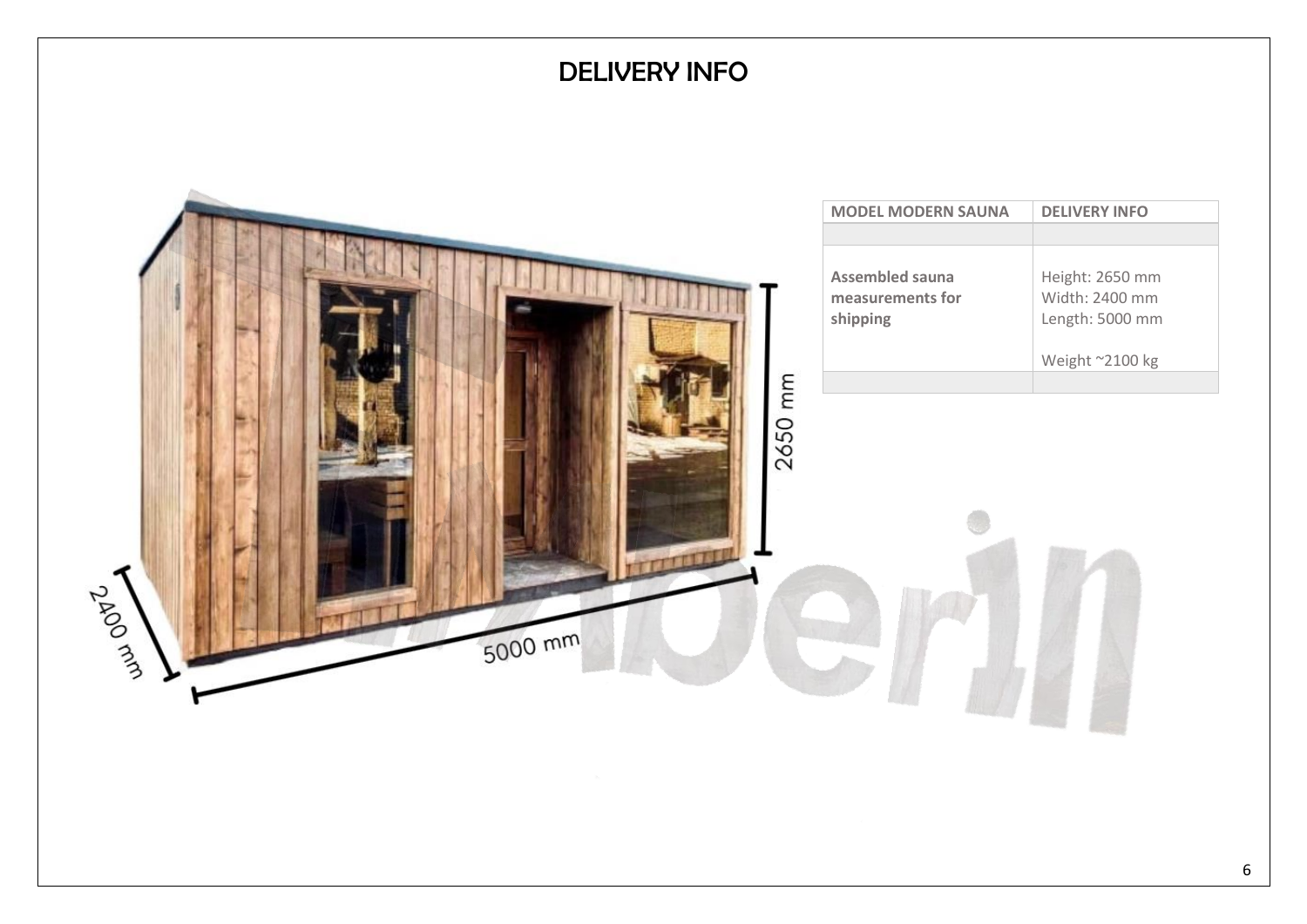# DELIVERY INFO

2650 mm

2400 mm

5000 mm

| MODEL MODERN SAUNA | DELIVERY INFO |
| --- | --- |
| | |
| **Assembled sauna measurements for shipping** | Height: 2650 mm<br>Width: 2400 mm<br>Length: 5000 mm<br><br>Weight ~2100 kg |
| | |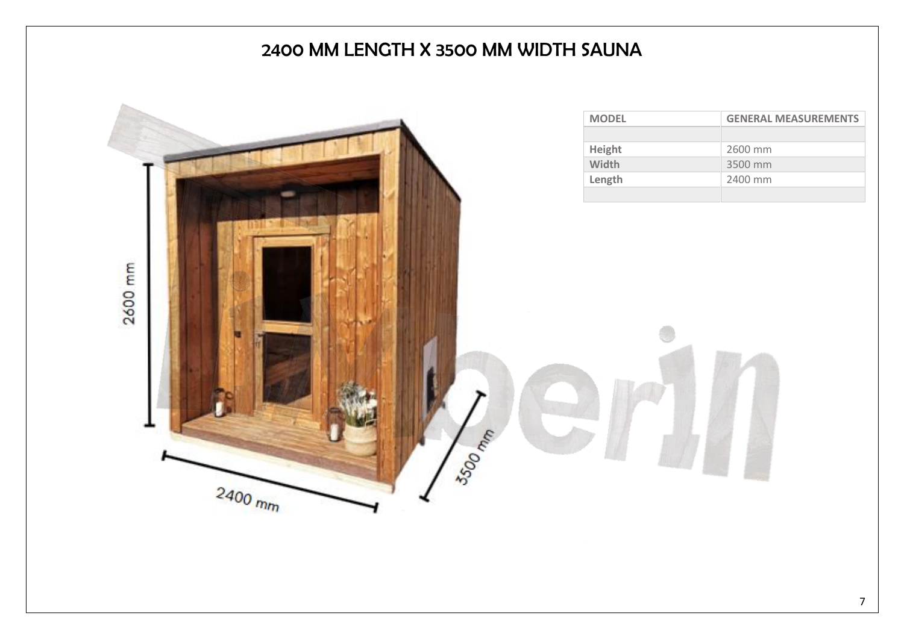# 2400 MM LENGTH X 3500 MM WIDTH SAUNA

2600 mm

2400 mm

3500 mm

| MODEL | GENERAL MEASUREMENTS |
| --- | --- |
| | |
| Height | 2600 mm |
| Width | 3500 mm |
| Length | 2400 mm |
| | |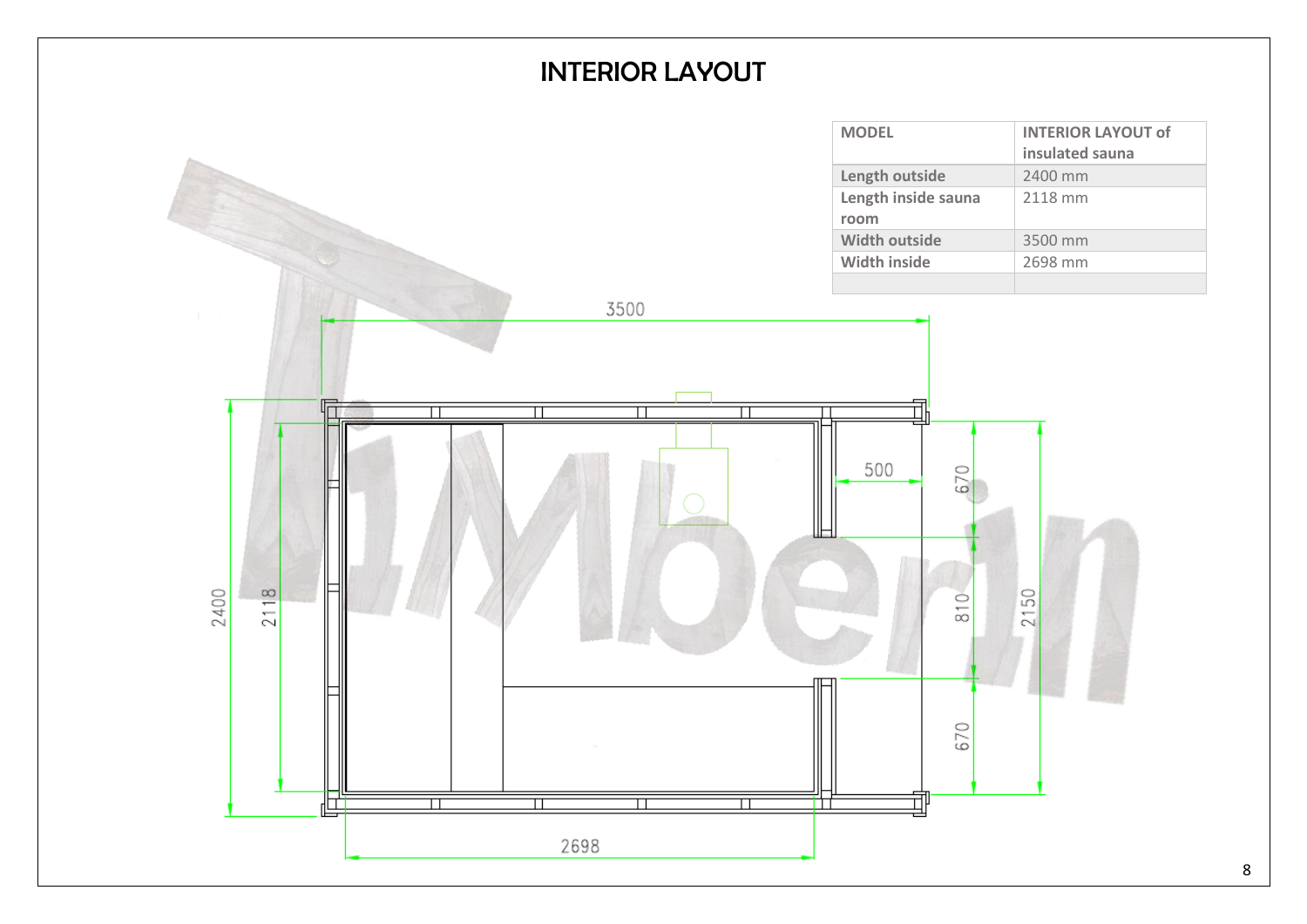# INTERIOR LAYOUT

| MODEL | INTERIOR LAYOUT of insulated sauna |
|---|---|
| Length outside | 2400 mm |
| Length inside sauna room | 2118 mm |
| Width outside | 3500 mm |
| Width inside | 2698 mm |
| | |

3500

500

670

810

670

2150

2400

2118

2698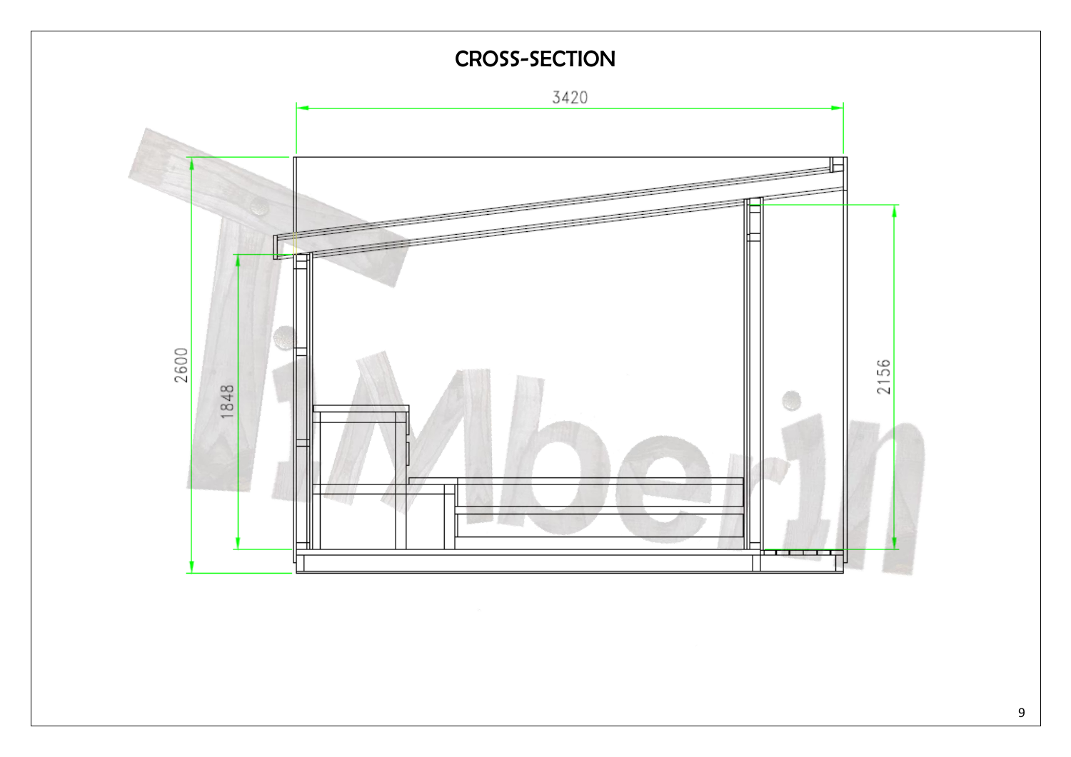# CROSS-SECTION

3420

2600

1848

2156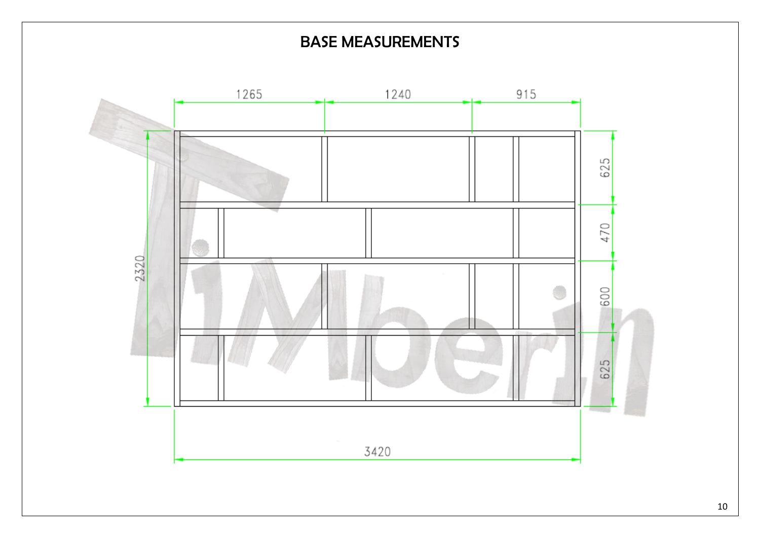# BASE MEASUREMENTS

1265
1240
915

625
470
600
625

2320

3420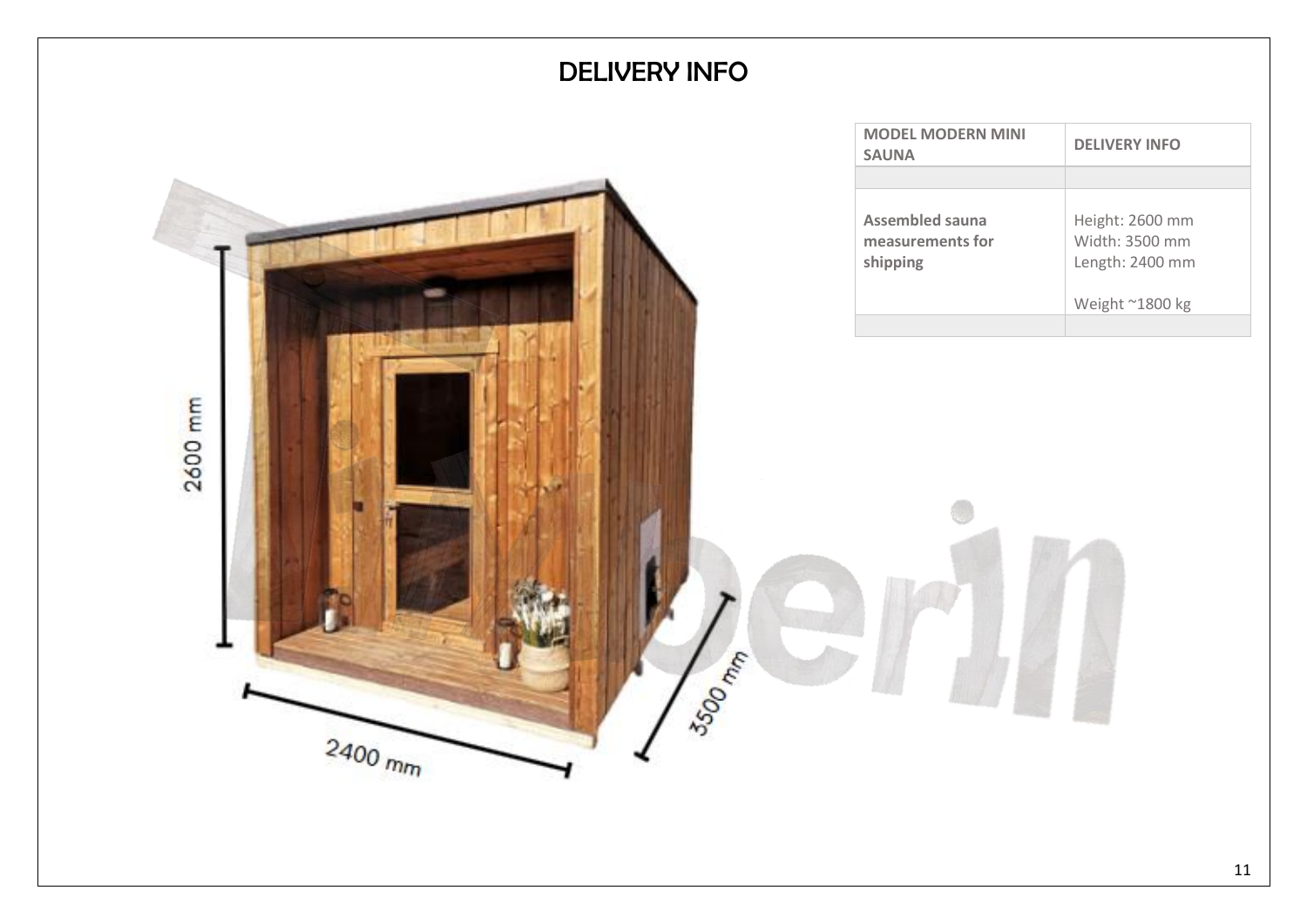# DELIVERY INFO

| MODEL MODERN MINI SAUNA | DELIVERY INFO |
|---|---|
| | |
| **Assembled sauna measurements for shipping** | Height: 2600 mm<br>Width: 3500 mm<br>Length: 2400 mm<br><br>Weight ~1800 kg |
| | |

2600 mm

2400 mm

3500 mm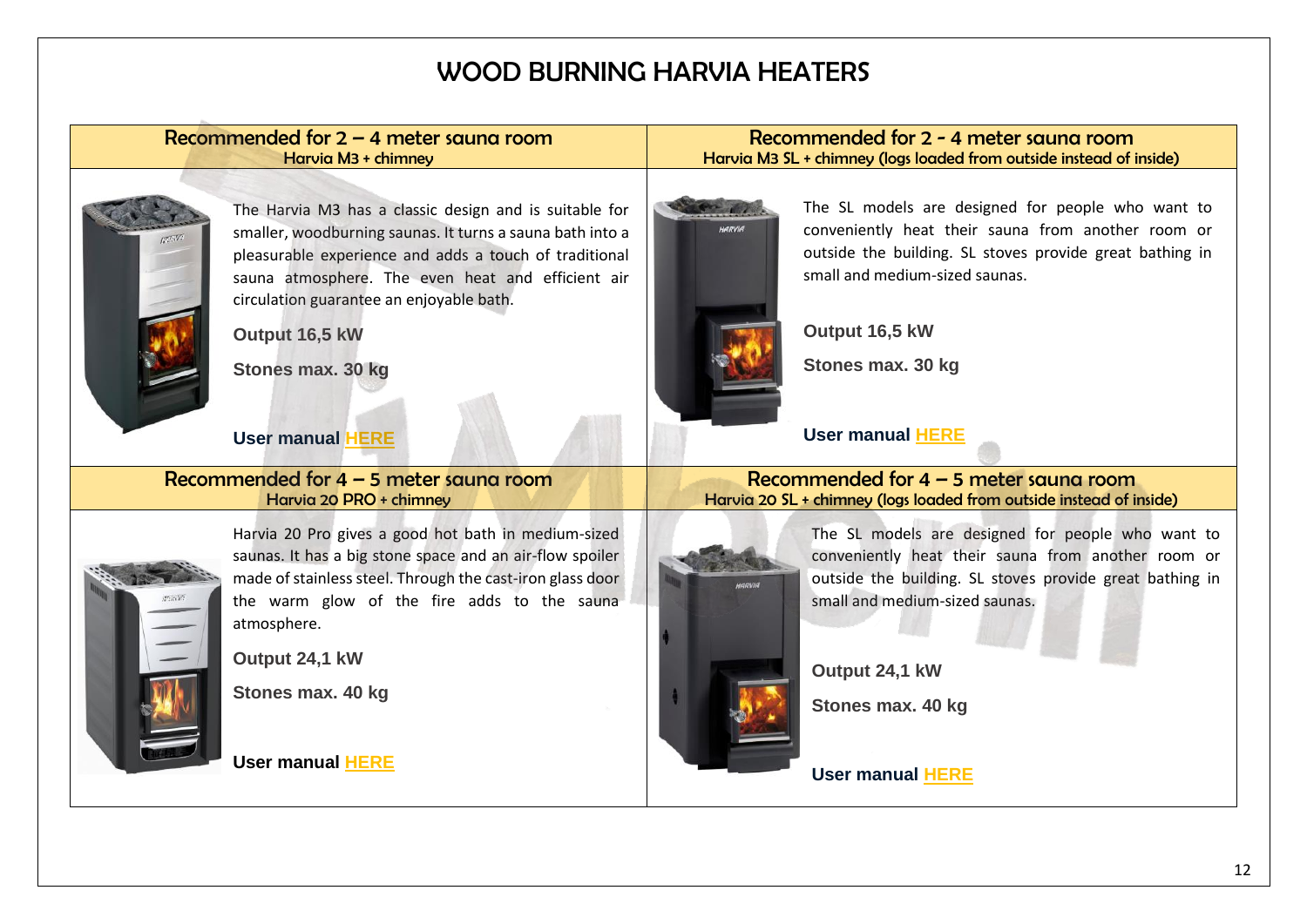# WOOD BURNING HARVIA HEATERS

## Recommended for 2 – 4 meter sauna room
### Harvia M3 + chimney

The Harvia M3 has a classic design and is suitable for smaller, woodburning saunas. It turns a sauna bath into a pleasurable experience and adds a touch of traditional sauna atmosphere. The even heat and efficient air circulation guarantee an enjoyable bath.

**Output 16,5 kW**

**Stones max. 30 kg**

**User manual HERE**

## Recommended for 2 - 4 meter sauna room
### Harvia M3 SL + chimney (logs loaded from outside instead of inside)

The SL models are designed for people who want to conveniently heat their sauna from another room or outside the building. SL stoves provide great bathing in small and medium-sized saunas.

**Output 16,5 kW**

**Stones max. 30 kg**

**User manual HERE**

## Recommended for 4 – 5 meter sauna room
### Harvia 20 PRO + chimney

Harvia 20 Pro gives a good hot bath in medium-sized saunas. It has a big stone space and an air-flow spoiler made of stainless steel. Through the cast-iron glass door the warm glow of the fire adds to the sauna atmosphere.

**Output 24,1 kW**

**Stones max. 40 kg**

**User manual HERE**

## Recommended for 4 – 5 meter sauna room
### Harvia 20 SL + chimney (logs loaded from outside instead of inside)

The SL models are designed for people who want to conveniently heat their sauna from another room or outside the building. SL stoves provide great bathing in small and medium-sized saunas.

**Output 24,1 kW**

**Stones max. 40 kg**

**User manual HERE**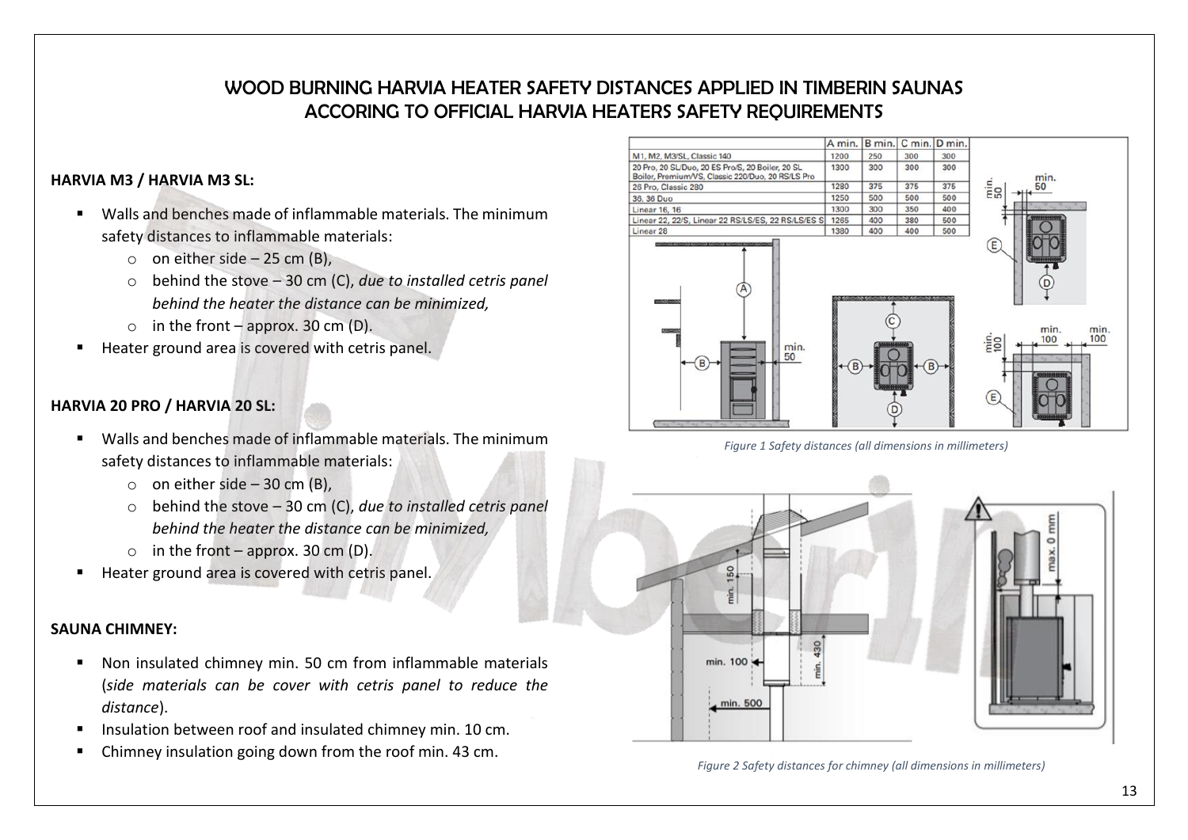# WOOD BURNING HARVIA HEATER SAFETY DISTANCES APPLIED IN TIMBERIN SAUNAS ACCORING TO OFFICIAL HARVIA HEATERS SAFETY REQUIREMENTS

**HARVIA M3 / HARVIA M3 SL:**

- Walls and benches made of inflammable materials. The minimum safety distances to inflammable materials:
  - on either side – 25 cm (B),
  - behind the stove – 30 cm (C), *due to installed cetris panel behind the heater the distance can be minimized,*
  - in the front – approx. 30 cm (D).
- Heater ground area is covered with cetris panel.

**HARVIA 20 PRO / HARVIA 20 SL:**

- Walls and benches made of inflammable materials. The minimum safety distances to inflammable materials:
  - on either side – 30 cm (B),
  - behind the stove – 30 cm (C), *due to installed cetris panel behind the heater the distance can be minimized,*
  - in the front – approx. 30 cm (D).
- Heater ground area is covered with cetris panel.

**SAUNA CHIMNEY:**

- Non insulated chimney min. 50 cm from inflammable materials (*side materials can be cover with cetris panel to reduce the distance*).
- Insulation between roof and insulated chimney min. 10 cm.
- Chimney insulation going down from the roof min. 43 cm.

| | A min. | B min. | C min. | D min. |
|---|---|---|---|---|
| M1, M2, M3/SL, Classic 140 | 1200 | 250 | 300 | 300 |
| 20 Pro, 20 SL/Duo, 20 ES Pro/S, 20 Boiler, 20 SL Boiler, Premium/VS, Classic 220/Duo, 20 RS/LS Pro | 1300 | 300 | 300 | 300 |
| 26 Pro, Classic 280 | 1280 | 375 | 375 | 375 |
| 36, 36 Duo | 1250 | 500 | 500 | 500 |
| Linear 16, 16 | 1300 | 300 | 350 | 400 |
| Linear 22, 22/S, Linear 22 RS/LS/ES, 22 RS/LS/ES S | 1265 | 400 | 380 | 500 |
| Linear 28 | 1380 | 400 | 400 | 500 |

*Figure 1 Safety distances (all dimensions in millimeters)*

*Figure 2 Safety distances for chimney (all dimensions in millimeters)*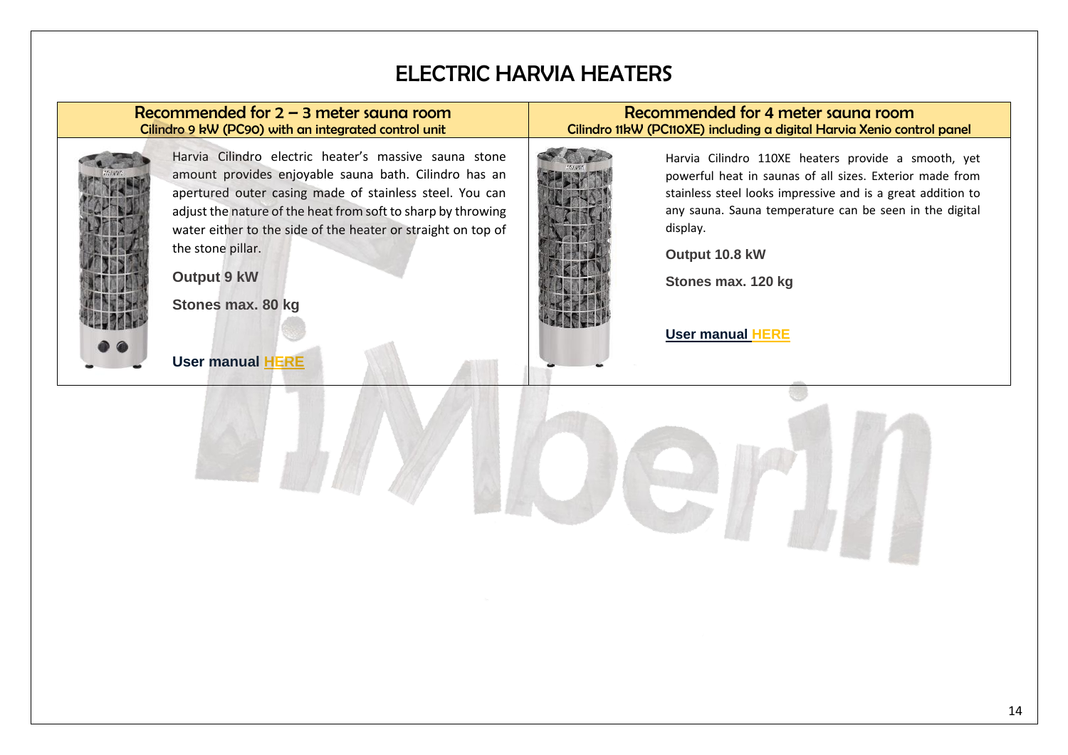# ELECTRIC HARVIA HEATERS

## Recommended for 2 – 3 meter sauna room

### Cilindro 9 kW (PC90) with an integrated control unit

Harvia Cilindro electric heater's massive sauna stone amount provides enjoyable sauna bath. Cilindro has an apertured outer casing made of stainless steel. You can adjust the nature of the heat from soft to sharp by throwing water either to the side of the heater or straight on top of the stone pillar.

**Output 9 kW**

**Stones max. 80 kg**

**User manual HERE**

## Recommended for 4 meter sauna room

### Cilindro 11kW (PC110XE) including a digital Harvia Xenio control panel

Harvia Cilindro 110XE heaters provide a smooth, yet powerful heat in saunas of all sizes. Exterior made from stainless steel looks impressive and is a great addition to any sauna. Sauna temperature can be seen in the digital display.

**Output 10.8 kW**

**Stones max. 120 kg**

**User manual HERE**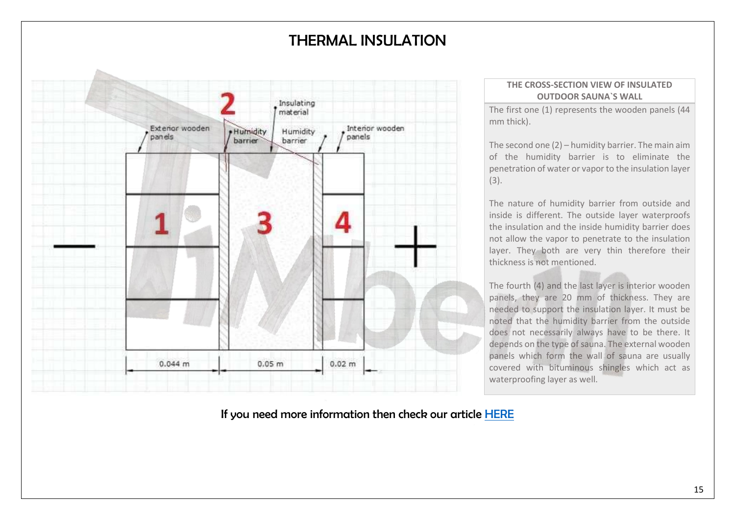# THERMAL INSULATION

2

Insulating material

Exterior wooden panels

Humidity barrier

Humidity barrier

Interior wooden panels

1

3

4

−

+

0.044 m

0.05 m

0.02 m

**THE CROSS-SECTION VIEW OF INSULATED OUTDOOR SAUNA`S WALL**

The first one (1) represents the wooden panels (44 mm thick).

The second one (2) – humidity barrier. The main aim of the humidity barrier is to eliminate the penetration of water or vapor to the insulation layer (3).

The nature of humidity barrier from outside and inside is different. The outside layer waterproofs the insulation and the inside humidity barrier does not allow the vapor to penetrate to the insulation layer. They both are very thin therefore their thickness is not mentioned.

The fourth (4) and the last layer is interior wooden panels, they are 20 mm of thickness. They are needed to support the insulation layer. It must be noted that the humidity barrier from the outside does not necessarily always have to be there. It depends on the type of sauna. The external wooden panels which form the wall of sauna are usually covered with bituminous shingles which act as waterproofing layer as well.

If you need more information then check our article HERE